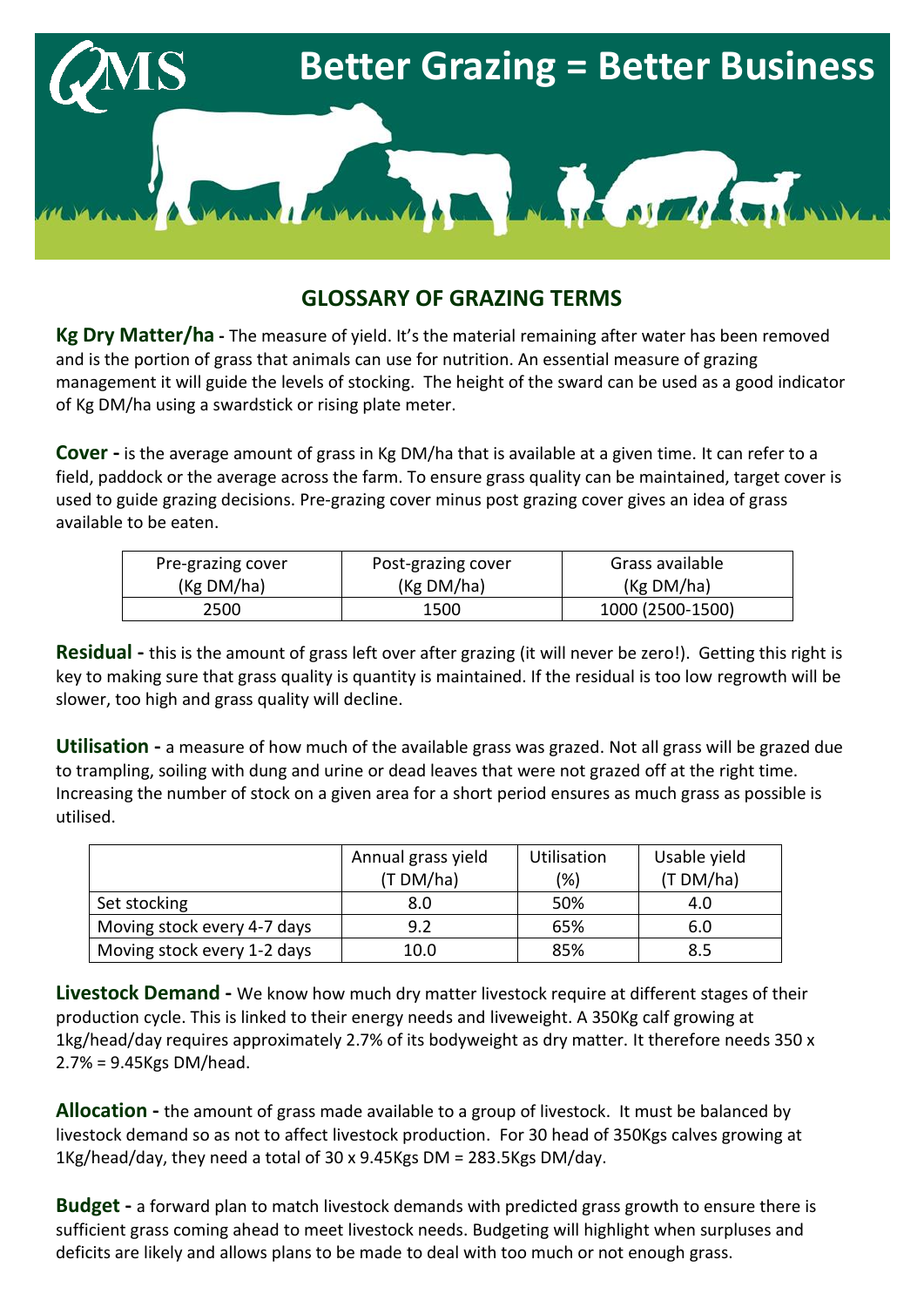# Better Grazing = Better Business

## GLOSSARY OF GRAZING TERMS

**Kg Dry Matter/ha -** The measure of yield. It's the material remaining after water has been removed and is the portion of grass that animals can use for nutrition. An essential measure of grazing management it will guide the levels of stocking. The height of the sward can be used as a good indicator of Kg DM/ha using a swardstick or rising plate meter.

**Cover -** is the average amount of grass in Kg DM/ha that is available at a given time. It can refer to a field, paddock or the average across the farm. To ensure grass quality can be maintained, target cover is used to guide grazing decisions. Pre-grazing cover minus post grazing cover gives an idea of grass available to be eaten.

| Pre-grazing cover (Kg DM/ha) | Post-grazing cover (Kg DM/ha) | Grass available (Kg DM/ha) |
|---|---|---|
| 2500 | 1500 | 1000 (2500-1500) |

**Residual -** this is the amount of grass left over after grazing (it will never be zero!). Getting this right is key to making sure that grass quality is quantity is maintained. If the residual is too low regrowth will be slower, too high and grass quality will decline.

**Utilisation -** a measure of how much of the available grass was grazed. Not all grass will be grazed due to trampling, soiling with dung and urine or dead leaves that were not grazed off at the right time. Increasing the number of stock on a given area for a short period ensures as much grass as possible is utilised.

| | Annual grass yield (T DM/ha) | Utilisation (%) | Usable yield (T DM/ha) |
|---|---|---|---|
| Set stocking | 8.0 | 50% | 4.0 |
| Moving stock every 4-7 days | 9.2 | 65% | 6.0 |
| Moving stock every 1-2 days | 10.0 | 85% | 8.5 |

**Livestock Demand -** We know how much dry matter livestock require at different stages of their production cycle. This is linked to their energy needs and liveweight. A 350Kg calf growing at 1kg/head/day requires approximately 2.7% of its bodyweight as dry matter. It therefore needs 350 x 2.7% = 9.45Kgs DM/head.

**Allocation -** the amount of grass made available to a group of livestock. It must be balanced by livestock demand so as not to affect livestock production. For 30 head of 350Kgs calves growing at 1Kg/head/day, they need a total of 30 x 9.45Kgs DM = 283.5Kgs DM/day.

**Budget -** a forward plan to match livestock demands with predicted grass growth to ensure there is sufficient grass coming ahead to meet livestock needs. Budgeting will highlight when surpluses and deficits are likely and allows plans to be made to deal with too much or not enough grass.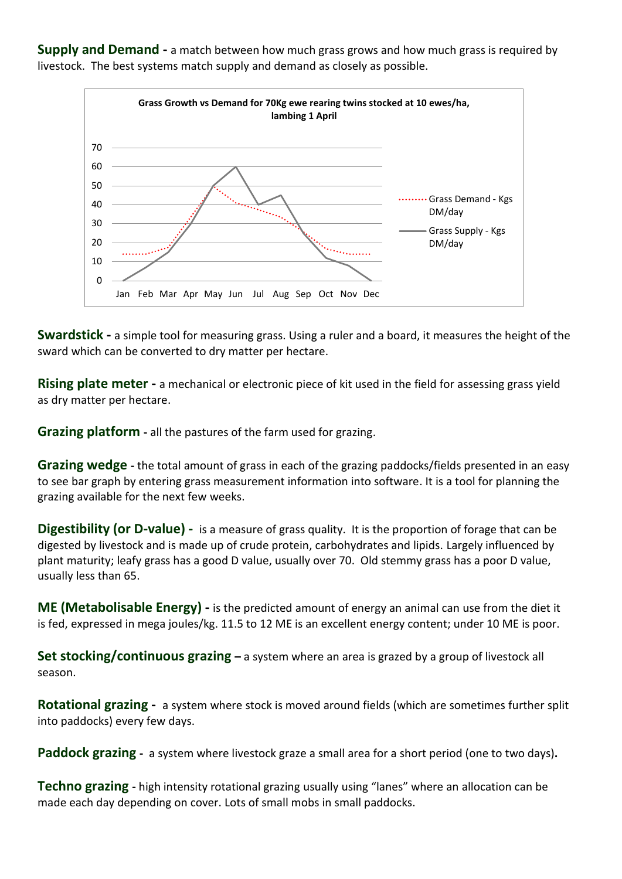**Supply and Demand -** a match between how much grass grows and how much grass is required by livestock. The best systems match supply and demand as closely as possible.

Grass Growth vs Demand for 70Kg ewe rearing twins stocked at 10 ewes/ha, lambing 1 April

70
60
50
40
30
20
10
0

Jan Feb Mar Apr May Jun Jul Aug Sep Oct Nov Dec

Grass Demand - Kgs DM/day

Grass Supply - Kgs DM/day

**Swardstick -** a simple tool for measuring grass. Using a ruler and a board, it measures the height of the sward which can be converted to dry matter per hectare.

**Rising plate meter -** a mechanical or electronic piece of kit used in the field for assessing grass yield as dry matter per hectare.

**Grazing platform -** all the pastures of the farm used for grazing.

**Grazing wedge -** the total amount of grass in each of the grazing paddocks/fields presented in an easy to see bar graph by entering grass measurement information into software. It is a tool for planning the grazing available for the next few weeks.

**Digestibility (or D-value) -** is a measure of grass quality. It is the proportion of forage that can be digested by livestock and is made up of crude protein, carbohydrates and lipids. Largely influenced by plant maturity; leafy grass has a good D value, usually over 70. Old stemmy grass has a poor D value, usually less than 65.

**ME (Metabolisable Energy) -** is the predicted amount of energy an animal can use from the diet it is fed, expressed in mega joules/kg. 11.5 to 12 ME is an excellent energy content; under 10 ME is poor.

**Set stocking/continuous grazing –** a system where an area is grazed by a group of livestock all season.

**Rotational grazing -** a system where stock is moved around fields (which are sometimes further split into paddocks) every few days.

**Paddock grazing -** a system where livestock graze a small area for a short period (one to two days).

**Techno grazing -** high intensity rotational grazing usually using "lanes" where an allocation can be made each day depending on cover. Lots of small mobs in small paddocks.